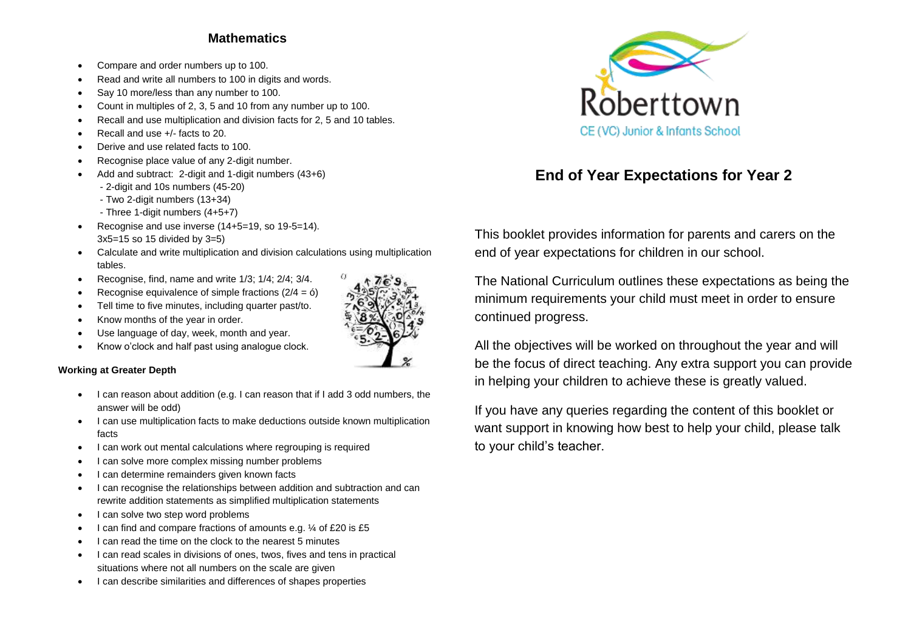## Mathematics

- Compare and order numbers up to 100.
- Read and write all numbers to 100 in digits and words.
- Say 10 more/less than any number to 100.
- Count in multiples of 2, 3, 5 and 10 from any number up to 100.
- Recall and use multiplication and division facts for 2, 5 and 10 tables.
- Recall and use +/- facts to 20.
- Derive and use related facts to 100.
- Recognise place value of any 2-digit number.
- Add and subtract: 2-digit and 1-digit numbers (43+6)
  - 2-digit and 10s numbers (45-20)
  - Two 2-digit numbers (13+34)
  - Three 1-digit numbers (4+5+7)
- Recognise and use inverse (14+5=19, so 19-5=14).
  3x5=15 so 15 divided by 3=5)
- Calculate and write multiplication and division calculations using multiplication tables.
- Recognise, find, name and write 1/3; 1/4; 2/4; 3/4.
- Recognise equivalence of simple fractions (2/4 = ó)
- Tell time to five minutes, including quarter past/to.
- Know months of the year in order.
- Use language of day, week, month and year.
- Know o'clock and half past using analogue clock.

**Working at Greater Depth**

- I can reason about addition (e.g. I can reason that if I add 3 odd numbers, the answer will be odd)
- I can use multiplication facts to make deductions outside known multiplication facts
- I can work out mental calculations where regrouping is required
- I can solve more complex missing number problems
- I can determine remainders given known facts
- I can recognise the relationships between addition and subtraction and can rewrite addition statements as simplified multiplication statements
- I can solve two step word problems
- I can find and compare fractions of amounts e.g. ¼ of £20 is £5
- I can read the time on the clock to the nearest 5 minutes
- I can read scales in divisions of ones, twos, fives and tens in practical situations where not all numbers on the scale are given
- I can describe similarities and differences of shapes properties

Roberttown
CE (VC) Junior & Infants School

# End of Year Expectations for Year 2

This booklet provides information for parents and carers on the end of year expectations for children in our school.

The National Curriculum outlines these expectations as being the minimum requirements your child must meet in order to ensure continued progress.

All the objectives will be worked on throughout the year and will be the focus of direct teaching. Any extra support you can provide in helping your children to achieve these is greatly valued.

If you have any queries regarding the content of this booklet or want support in knowing how best to help your child, please talk to your child's teacher.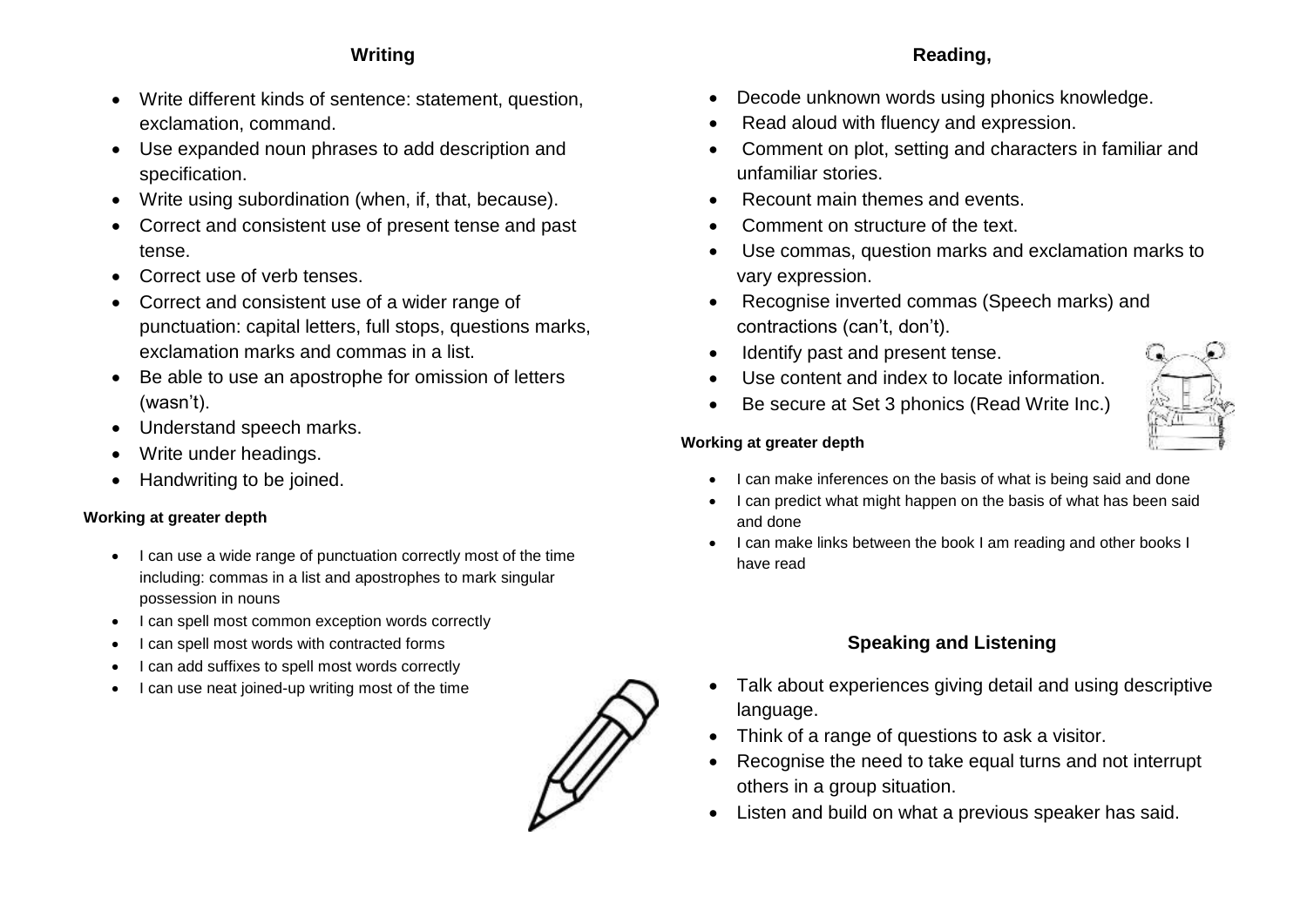## Writing

- Write different kinds of sentence: statement, question, exclamation, command.
- Use expanded noun phrases to add description and specification.
- Write using subordination (when, if, that, because).
- Correct and consistent use of present tense and past tense.
- Correct use of verb tenses.
- Correct and consistent use of a wider range of punctuation: capital letters, full stops, questions marks, exclamation marks and commas in a list.
- Be able to use an apostrophe for omission of letters (wasn't).
- Understand speech marks.
- Write under headings.
- Handwriting to be joined.

#### Working at greater depth

- I can use a wide range of punctuation correctly most of the time including: commas in a list and apostrophes to mark singular possession in nouns
- I can spell most common exception words correctly
- I can spell most words with contracted forms
- I can add suffixes to spell most words correctly
- I can use neat joined-up writing most of the time

## Reading,

- Decode unknown words using phonics knowledge.
- Read aloud with fluency and expression.
- Comment on plot, setting and characters in familiar and unfamiliar stories.
- Recount main themes and events.
- Comment on structure of the text.
- Use commas, question marks and exclamation marks to vary expression.
- Recognise inverted commas (Speech marks) and contractions (can't, don't).
- Identify past and present tense.
- Use content and index to locate information.
- Be secure at Set 3 phonics (Read Write Inc.)

#### Working at greater depth

- I can make inferences on the basis of what is being said and done
- I can predict what might happen on the basis of what has been said and done
- I can make links between the book I am reading and other books I have read

## Speaking and Listening

- Talk about experiences giving detail and using descriptive language.
- Think of a range of questions to ask a visitor.
- Recognise the need to take equal turns and not interrupt others in a group situation.
- Listen and build on what a previous speaker has said.